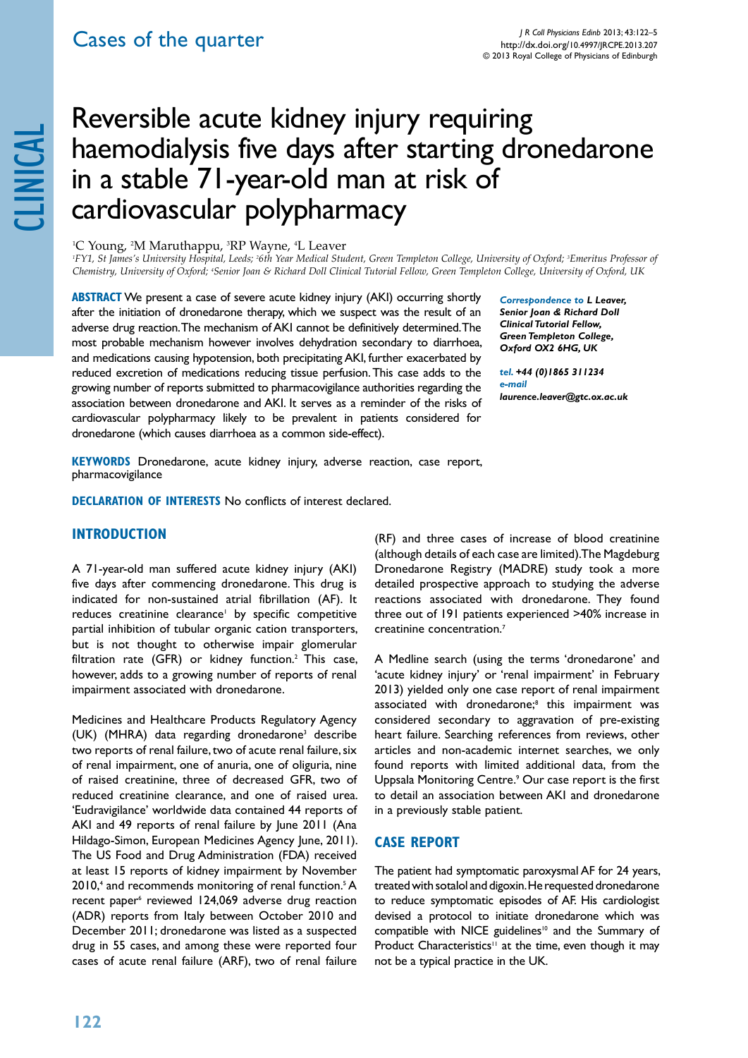# Cases of the quarter

# Reversible acute kidney injury requiring haemodialysis five days after starting dronedarone in a stable 71-year-old man at risk of cardiovascular polypharmacy

[1]C Young, [2]M Maruthappu, [3]RP Wayne, [4]L Leaver

*[1]FY1, St James's University Hospital, Leeds; [2]6th Year Medical Student, Green Templeton College, University of Oxford; [3]Emeritus Professor of Chemistry, University of Oxford; [4]Senior Joan & Richard Doll Clinical Tutorial Fellow, Green Templeton College, University of Oxford, UK*

**ABSTRACT** We present a case of severe acute kidney injury (AKI) occurring shortly after the initiation of dronedarone therapy, which we suspect was the result of an adverse drug reaction. The mechanism of AKI cannot be definitively determined. The most probable mechanism however involves dehydration secondary to diarrhoea, and medications causing hypotension, both precipitating AKI, further exacerbated by reduced excretion of medications reducing tissue perfusion. This case adds to the growing number of reports submitted to pharmacovigilance authorities regarding the association between dronedarone and AKI. It serves as a reminder of the risks of cardiovascular polypharmacy likely to be prevalent in patients considered for dronedarone (which causes diarrhoea as a common side-effect).

***Correspondence to** L Leaver, Senior Joan & Richard Doll Clinical Tutorial Fellow, Green Templeton College, Oxford OX2 6HG, UK*

***tel.** +44 (0)1865 311234*
***e-mail** laurence.leaver@gtc.ox.ac.uk*

**KEYWORDS** Dronedarone, acute kidney injury, adverse reaction, case report, pharmacovigilance

**DECLARATION OF INTERESTS** No conflicts of interest declared.

## INTRODUCTION

A 71-year-old man suffered acute kidney injury (AKI) five days after commencing dronedarone. This drug is indicated for non-sustained atrial fibrillation (AF). It reduces creatinine clearance[1] by specific competitive partial inhibition of tubular organic cation transporters, but is not thought to otherwise impair glomerular filtration rate (GFR) or kidney function.[2] This case, however, adds to a growing number of reports of renal impairment associated with dronedarone.

Medicines and Healthcare Products Regulatory Agency (UK) (MHRA) data regarding dronedarone[3] describe two reports of renal failure, two of acute renal failure, six of renal impairment, one of anuria, one of oliguria, nine of raised creatinine, three of decreased GFR, two of reduced creatinine clearance, and one of raised urea. 'Eudravigilance' worldwide data contained 44 reports of AKI and 49 reports of renal failure by June 2011 (Ana Hildago-Simon, European Medicines Agency June, 2011). The US Food and Drug Administration (FDA) received at least 15 reports of kidney impairment by November 2010,[4] and recommends monitoring of renal function.[5] A recent paper[6] reviewed 124,069 adverse drug reaction (ADR) reports from Italy between October 2010 and December 2011; dronedarone was listed as a suspected drug in 55 cases, and among these were reported four cases of acute renal failure (ARF), two of renal failure (RF) and three cases of increase of blood creatinine (although details of each case are limited). The Magdeburg Dronedarone Registry (MADRE) study took a more detailed prospective approach to studying the adverse reactions associated with dronedarone. They found three out of 191 patients experienced >40% increase in creatinine concentration.[7]

A Medline search (using the terms 'dronedarone' and 'acute kidney injury' or 'renal impairment' in February 2013) yielded only one case report of renal impairment associated with dronedarone;[8] this impairment was considered secondary to aggravation of pre-existing heart failure. Searching references from reviews, other articles and non-academic internet searches, we only found reports with limited additional data, from the Uppsala Monitoring Centre.[9] Our case report is the first to detail an association between AKI and dronedarone in a previously stable patient.

## CASE REPORT

The patient had symptomatic paroxysmal AF for 24 years, treated with sotalol and digoxin. He requested dronedarone to reduce symptomatic episodes of AF. His cardiologist devised a protocol to initiate dronedarone which was compatible with NICE guidelines[10] and the Summary of Product Characteristics[11] at the time, even though it may not be a typical practice in the UK.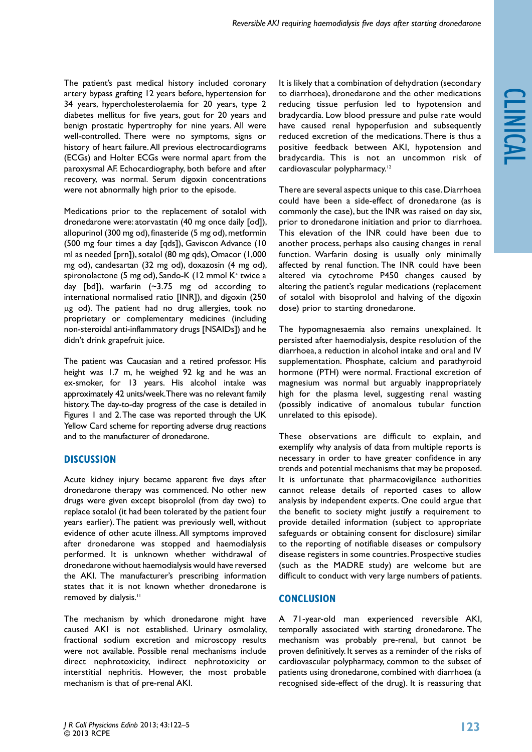The patient's past medical history included coronary artery bypass grafting 12 years before, hypertension for 34 years, hypercholesterolaemia for 20 years, type 2 diabetes mellitus for five years, gout for 20 years and benign prostatic hypertrophy for nine years. All were well-controlled. There were no symptoms, signs or history of heart failure. All previous electrocardiograms (ECGs) and Holter ECGs were normal apart from the paroxysmal AF. Echocardiography, both before and after recovery, was normal. Serum digoxin concentrations were not abnormally high prior to the episode.

Medications prior to the replacement of sotalol with dronedarone were: atorvastatin (40 mg once daily [od]), allopurinol (300 mg od), finasteride (5 mg od), metformin (500 mg four times a day [qds]), Gaviscon Advance (10 ml as needed [prn]), sotalol (80 mg qds), Omacor (1,000 mg od), candesartan (32 mg od), doxazosin (4 mg od), spironolactone (5 mg od), Sando-K (12 mmol $K^+$ twice a day [bd]), warfarin (~3.75 mg od according to international normalised ratio [INR]), and digoxin (250 μg od). The patient had no drug allergies, took no proprietary or complementary medicines (including non-steroidal anti-inflammatory drugs [NSAIDs]) and he didn't drink grapefruit juice.

The patient was Caucasian and a retired professor. His height was 1.7 m, he weighed 92 kg and he was an ex-smoker, for 13 years. His alcohol intake was approximately 42 units/week. There was no relevant family history. The day-to-day progress of the case is detailed in Figures 1 and 2. The case was reported through the UK Yellow Card scheme for reporting adverse drug reactions and to the manufacturer of dronedarone.

## Discussion

Acute kidney injury became apparent five days after dronedarone therapy was commenced. No other new drugs were given except bisoprolol (from day two) to replace sotalol (it had been tolerated by the patient four years earlier). The patient was previously well, without evidence of other acute illness. All symptoms improved after dronedarone was stopped and haemodialysis performed. It is unknown whether withdrawal of dronedarone without haemodialysis would have reversed the AKI. The manufacturer's prescribing information states that it is not known whether dronedarone is removed by dialysis.[11]

The mechanism by which dronedarone might have caused AKI is not established. Urinary osmolality, fractional sodium excretion and microscopy results were not available. Possible renal mechanisms include direct nephrotoxicity, indirect nephrotoxicity or interstitial nephritis. However, the most probable mechanism is that of pre-renal AKI.

It is likely that a combination of dehydration (secondary to diarrhoea), dronedarone and the other medications reducing tissue perfusion led to hypotension and bradycardia. Low blood pressure and pulse rate would have caused renal hypoperfusion and subsequently reduced excretion of the medications. There is thus a positive feedback between AKI, hypotension and bradycardia. This is not an uncommon risk of cardiovascular polypharmacy.[12]

There are several aspects unique to this case. Diarrhoea could have been a side-effect of dronedarone (as is commonly the case), but the INR was raised on day six, prior to dronedarone initiation and prior to diarrhoea. This elevation of the INR could have been due to another process, perhaps also causing changes in renal function. Warfarin dosing is usually only minimally affected by renal function. The INR could have been altered via cytochrome P450 changes caused by altering the patient's regular medications (replacement of sotalol with bisoprolol and halving of the digoxin dose) prior to starting dronedarone.

The hypomagnesaemia also remains unexplained. It persisted after haemodialysis, despite resolution of the diarrhoea, a reduction in alcohol intake and oral and IV supplementation. Phosphate, calcium and parathyroid hormone (PTH) were normal. Fractional excretion of magnesium was normal but arguably inappropriately high for the plasma level, suggesting renal wasting (possibly indicative of anomalous tubular function unrelated to this episode).

These observations are difficult to explain, and exemplify why analysis of data from multiple reports is necessary in order to have greater confidence in any trends and potential mechanisms that may be proposed. It is unfortunate that pharmacovigilance authorities cannot release details of reported cases to allow analysis by independent experts. One could argue that the benefit to society might justify a requirement to provide detailed information (subject to appropriate safeguards or obtaining consent for disclosure) similar to the reporting of notifiable diseases or compulsory disease registers in some countries. Prospective studies (such as the MADRE study) are welcome but are difficult to conduct with very large numbers of patients.

## Conclusion

A 71-year-old man experienced reversible AKI, temporally associated with starting dronedarone. The mechanism was probably pre-renal, but cannot be proven definitively. It serves as a reminder of the risks of cardiovascular polypharmacy, common to the subset of patients using dronedarone, combined with diarrhoea (a recognised side-effect of the drug). It is reassuring that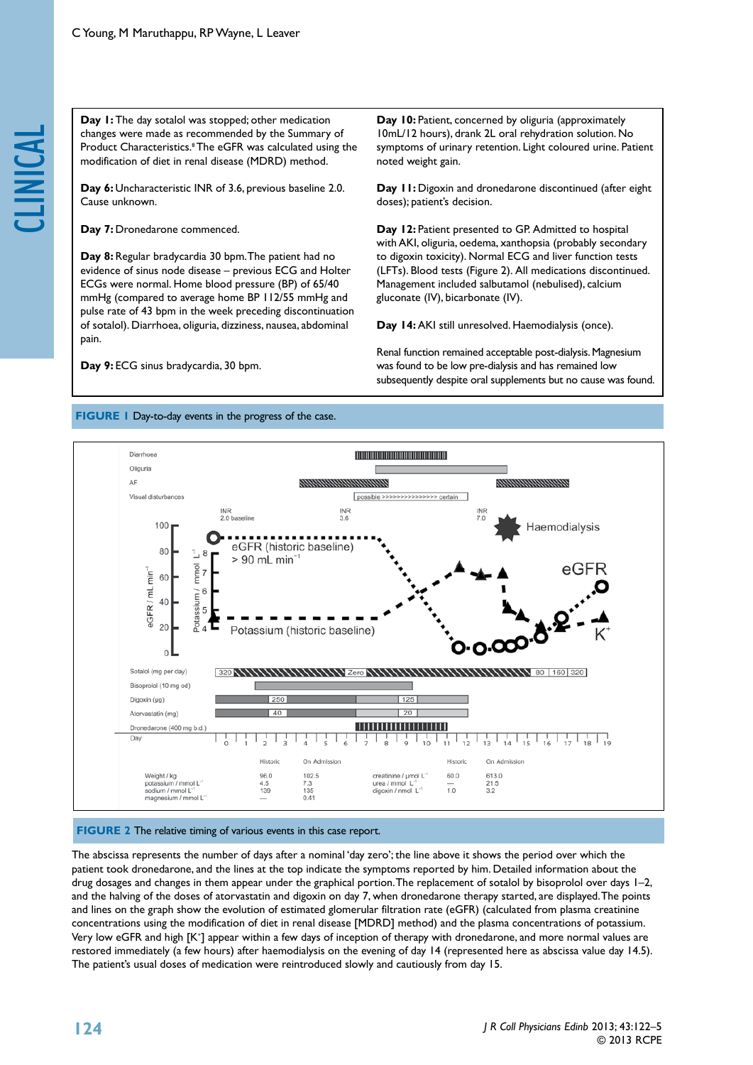**Day 1:** The day sotalol was stopped; other medication changes were made as recommended by the Summary of Product Characteristics.[8] The eGFR was calculated using the modification of diet in renal disease (MDRD) method.

**Day 6:** Uncharacteristic INR of 3.6, previous baseline 2.0. Cause unknown.

**Day 7:** Dronedarone commenced.

**Day 8:** Regular bradycardia 30 bpm. The patient had no evidence of sinus node disease – previous ECG and Holter ECGs were normal. Home blood pressure (BP) of 65/40 mmHg (compared to average home BP 112/55 mmHg and pulse rate of 43 bpm in the week preceding discontinuation of sotalol). Diarrhoea, oliguria, dizziness, nausea, abdominal pain.

**Day 9:** ECG sinus bradycardia, 30 bpm.

**Day 10:** Patient, concerned by oliguria (approximately 10mL/12 hours), drank 2L oral rehydration solution. No symptoms of urinary retention. Light coloured urine. Patient noted weight gain.

**Day 11:** Digoxin and dronedarone discontinued (after eight doses); patient's decision.

**Day 12:** Patient presented to GP. Admitted to hospital with AKI, oliguria, oedema, xanthopsia (probably secondary to digoxin toxicity). Normal ECG and liver function tests (LFTs). Blood tests (Figure 2). All medications discontinued. Management included salbutamol (nebulised), calcium gluconate (IV), bicarbonate (IV).

**Day 14:** AKI still unresolved. Haemodialysis (once).

Renal function remained acceptable post-dialysis. Magnesium was found to be low pre-dialysis and has remained low subsequently despite oral supplements but no cause was found.

**FIGURE 1** Day-to-day events in the progress of the case.

| | Historic | On Admission | | Historic | On Admission |
|---|---|---|---|---|---|
| Weight / kg | 96.0 | 102.5 | creatinine / µmol $L^{-1}$ | 60.0 | 613.0 |
| potassium / mmol $L^{-1}$ | 4.5 | 7.3 | urea / mmol $L^{-1}$ | — | 21.5 |
| sodium / mmol $L^{-1}$ | 139 | 135 | digoxin / nmol $L^{-1}$ | 1.0 | 3.2 |
| magnesium / mmol $L^{-1}$ | — | 0.41 | | | |

**FIGURE 2** The relative timing of various events in this case report.

The abscissa represents the number of days after a nominal 'day zero'; the line above it shows the period over which the patient took dronedarone, and the lines at the top indicate the symptoms reported by him. Detailed information about the drug dosages and changes in them appear under the graphical portion. The replacement of sotalol by bisoprolol over days 1–2, and the halving of the doses of atorvastatin and digoxin on day 7, when dronedarone therapy started, are displayed. The points and lines on the graph show the evolution of estimated glomerular filtration rate (eGFR) (calculated from plasma creatinine concentrations using the modification of diet in renal disease [MDRD] method) and the plasma concentrations of potassium. Very low eGFR and high [$K^+$] appear within a few days of inception of therapy with dronedarone, and more normal values are restored immediately (a few hours) after haemodialysis on the evening of day 14 (represented here as abscissa value day 14.5). The patient's usual doses of medication were reintroduced slowly and cautiously from day 15.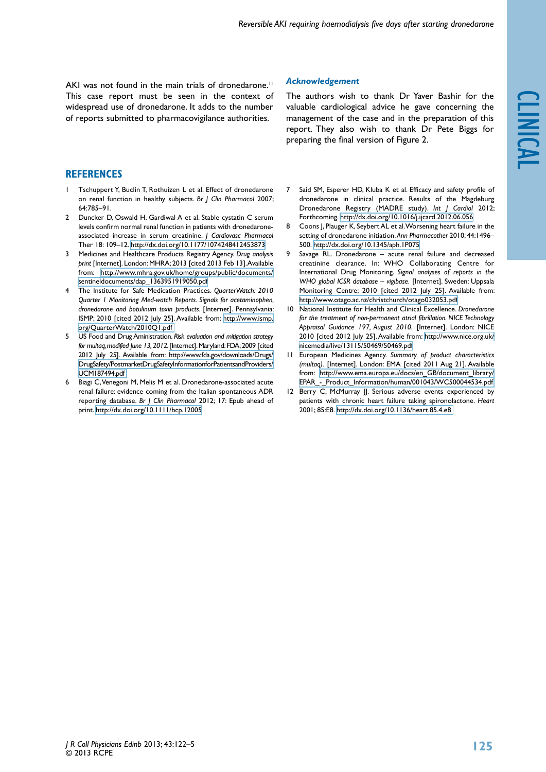AKI was not found in the main trials of dronedarone.[11] This case report must be seen in the context of widespread use of dronedarone. It adds to the number of reports submitted to pharmacovigilance authorities.

### Acknowledgement

The authors wish to thank Dr Yaver Bashir for the valuable cardiological advice he gave concerning the management of the case and in the preparation of this report. They also wish to thank Dr Pete Biggs for preparing the final version of Figure 2.

## REFERENCES

1. Tschuppert Y, Buclin T, Rothuizen L et al. Effect of dronedarone on renal function in healthy subjects. *Br J Clin Pharmacol* 2007; 64:785–91.
2. Duncker D, Oswald H, Gardiwal A et al. Stable cystatin C serum levels confirm normal renal function in patients with dronedarone-associated increase in serum creatinine. *J Cardiovasc Pharmacol Ther* 18: 109–12. http://dx.doi.org/10.1177/1074248412453873
3. Medicines and Healthcare Products Registry Agency. *Drug analysis print* [Internet]. London: MHRA; 2013 [cited 2013 Feb 13]. Available from: http://www.mhra.gov.uk/home/groups/public/documents/sentineldocuments/dap_1363951919050.pdf
4. The Institute for Safe Medication Practices. *QuarterWatch: 2010 Quarter 1 Monitoring Med-watch Reports. Signals for acetaminophen, dronedarone and botulinum toxin products.* [Internet]. Pennsylvania: ISMP; 2010 [cited 2012 July 25]. Available from: http://www.ismp.org/QuarterWatch/2010Q1.pdf
5. US Food and Drug Aministration. *Risk evaluation and mitigation strategy for multaq, modified June 13, 2012.* [Internet]. Maryland: FDA; 2009 [cited 2012 July 25]. Available from: http://www.fda.gov/downloads/Drugs/DrugSafety/PostmarketDrugSafetyInformationforPatientsandProviders/UCM187494.pdf
6. Biagi C, Venegoni M, Melis M et al. Dronedarone-associated acute renal failure: evidence coming from the Italian spontaneous ADR reporting database. *Br J Clin Pharmacol* 2012; 17: Epub ahead of print. http://dx.doi.org/10.1111/bcp.12005
7. Said SM, Esperer HD, Kluba K et al. Efficacy and safety profile of dronedarone in clinical practice. Results of the Magdeburg Dronedarone Registry (MADRE study). *Int J Cardiol* 2012; Forthcoming. http://dx.doi.org/10.1016/j.ijcard.2012.06.056
8. Coons J, Plauger K, Seybert AL et al. Worsening heart failure in the setting of dronedarone initiation. *Ann Pharmacother* 2010; 44:1496–500. http://dx.doi.org/10.1345/aph.1P075
9. Savage RL. Dronedarone – acute renal failure and decreased creatinine clearance. In: WHO Collaborating Centre for International Drug Monitoring. *Signal analyses of reports in the WHO global ICSR database – vigibase.* [Internet]. Sweden: Uppsala Monitoring Centre; 2010 [cited 2012 July 25]. Available from: http://www.otago.ac.nz/christchurch/otago032053.pdf
10. National Institute for Health and Clinical Excellence. *Dronedarone for the treatment of non-permanent atrial fibrillation. NICE Technology Appraisal Guidance 197, August 2010.* [Internet]. London: NICE 2010 [cited 2012 July 25]. Available from: http://www.nice.org.uk/nicemedia/live/13115/50469/50469.pdf
11. European Medicines Agency. *Summary of product characteristics (multaq).* [Internet]. London: EMA [cited 2011 Aug 21]. Available from: http://www.ema.europa.eu/docs/en_GB/document_library/EPAR_-_Product_Information/human/001043/WC500044534.pdf
12. Berry C, McMurray JJ. Serious adverse events experienced by patients with chronic heart failure taking spironolactone. *Heart* 2001; 85:E8. http://dx.doi.org/10.1136/heart.85.4.e8